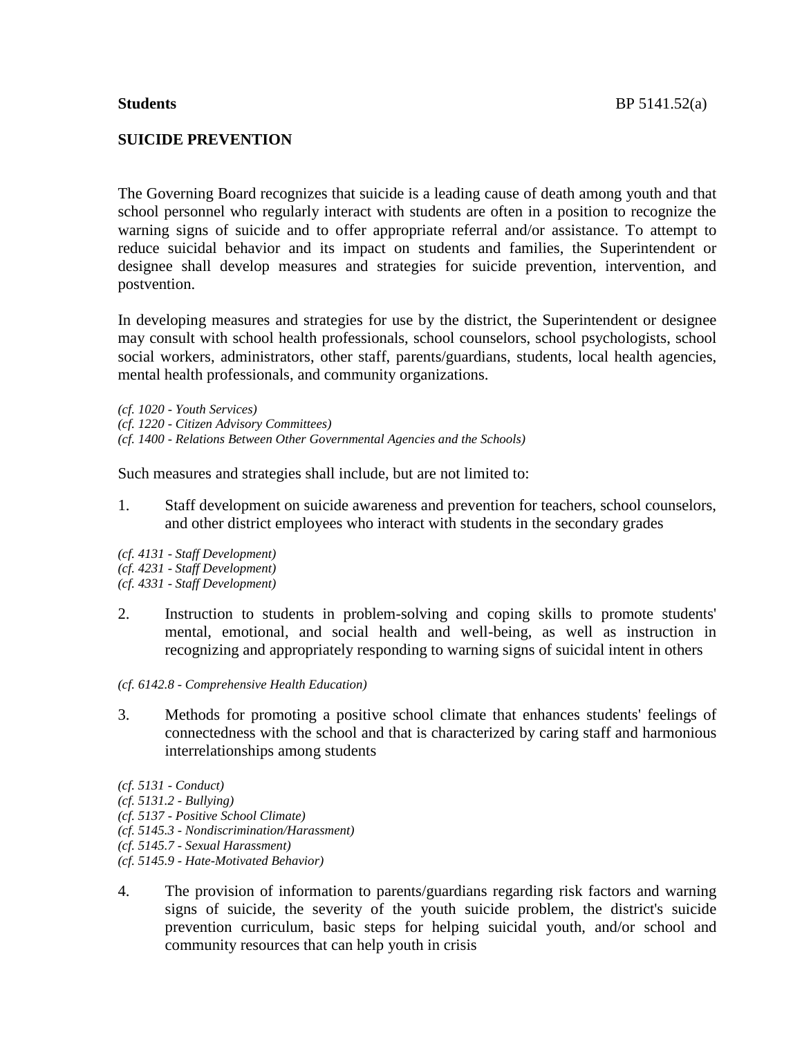**Students** BP 5141.52(a)

## SUICIDE PREVENTION

The Governing Board recognizes that suicide is a leading cause of death among youth and that school personnel who regularly interact with students are often in a position to recognize the warning signs of suicide and to offer appropriate referral and/or assistance. To attempt to reduce suicidal behavior and its impact on students and families, the Superintendent or designee shall develop measures and strategies for suicide prevention, intervention, and postvention.

In developing measures and strategies for use by the district, the Superintendent or designee may consult with school health professionals, school counselors, school psychologists, school social workers, administrators, other staff, parents/guardians, students, local health agencies, mental health professionals, and community organizations.

*(cf. 1020 - Youth Services)*
*(cf. 1220 - Citizen Advisory Committees)*
*(cf. 1400 - Relations Between Other Governmental Agencies and the Schools)*

Such measures and strategies shall include, but are not limited to:

1. Staff development on suicide awareness and prevention for teachers, school counselors, and other district employees who interact with students in the secondary grades

*(cf. 4131 - Staff Development)*
*(cf. 4231 - Staff Development)*
*(cf. 4331 - Staff Development)*

2. Instruction to students in problem-solving and coping skills to promote students' mental, emotional, and social health and well-being, as well as instruction in recognizing and appropriately responding to warning signs of suicidal intent in others

*(cf. 6142.8 - Comprehensive Health Education)*

3. Methods for promoting a positive school climate that enhances students' feelings of connectedness with the school and that is characterized by caring staff and harmonious interrelationships among students

*(cf. 5131 - Conduct)*
*(cf. 5131.2 - Bullying)*
*(cf. 5137 - Positive School Climate)*
*(cf. 5145.3 - Nondiscrimination/Harassment)*
*(cf. 5145.7 - Sexual Harassment)*
*(cf. 5145.9 - Hate-Motivated Behavior)*

4. The provision of information to parents/guardians regarding risk factors and warning signs of suicide, the severity of the youth suicide problem, the district's suicide prevention curriculum, basic steps for helping suicidal youth, and/or school and community resources that can help youth in crisis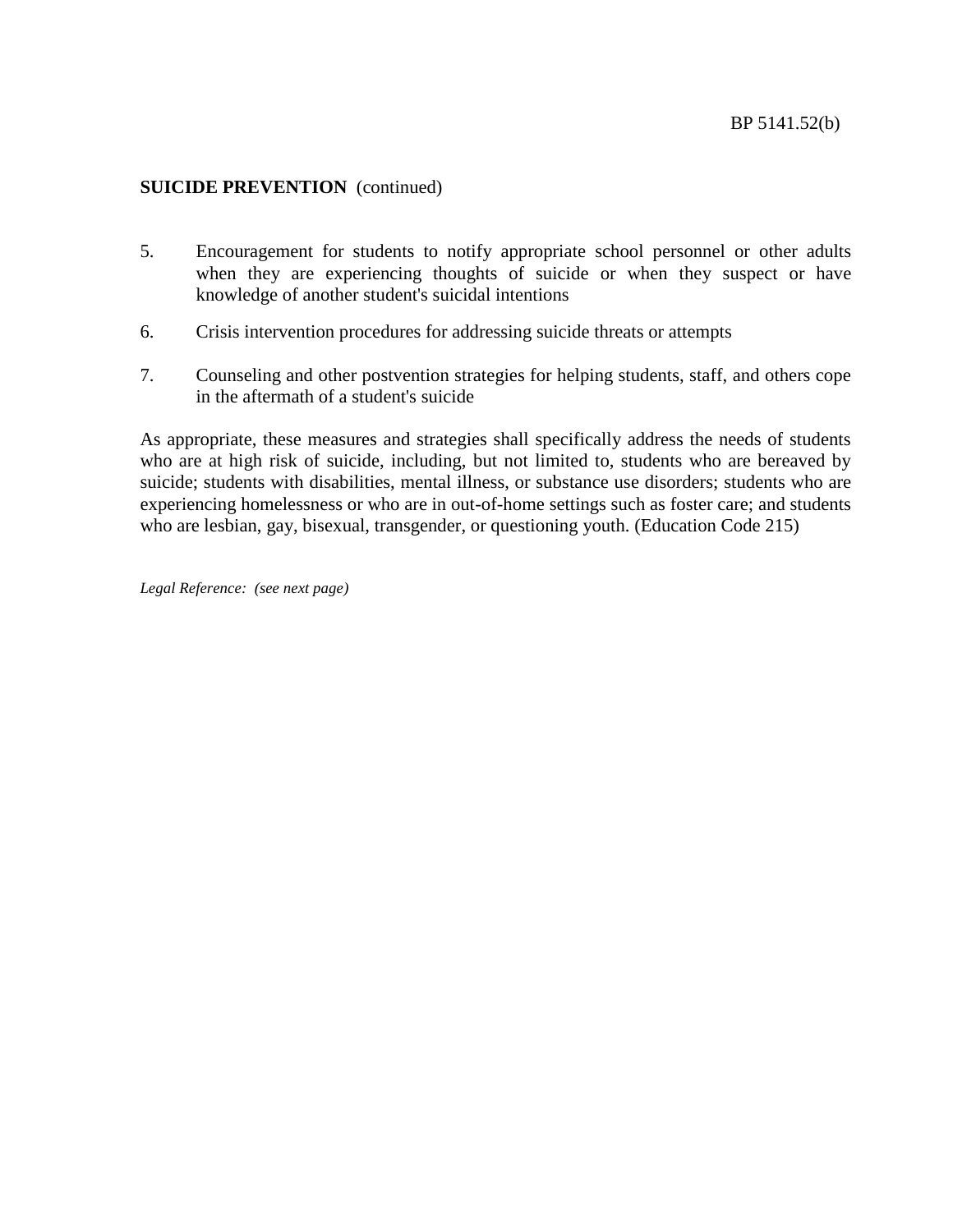**SUICIDE PREVENTION** (continued)

5. Encouragement for students to notify appropriate school personnel or other adults when they are experiencing thoughts of suicide or when they suspect or have knowledge of another student's suicidal intentions

6. Crisis intervention procedures for addressing suicide threats or attempts

7. Counseling and other postvention strategies for helping students, staff, and others cope in the aftermath of a student's suicide

As appropriate, these measures and strategies shall specifically address the needs of students who are at high risk of suicide, including, but not limited to, students who are bereaved by suicide; students with disabilities, mental illness, or substance use disorders; students who are experiencing homelessness or who are in out-of-home settings such as foster care; and students who are lesbian, gay, bisexual, transgender, or questioning youth. (Education Code 215)

*Legal Reference: (see next page)*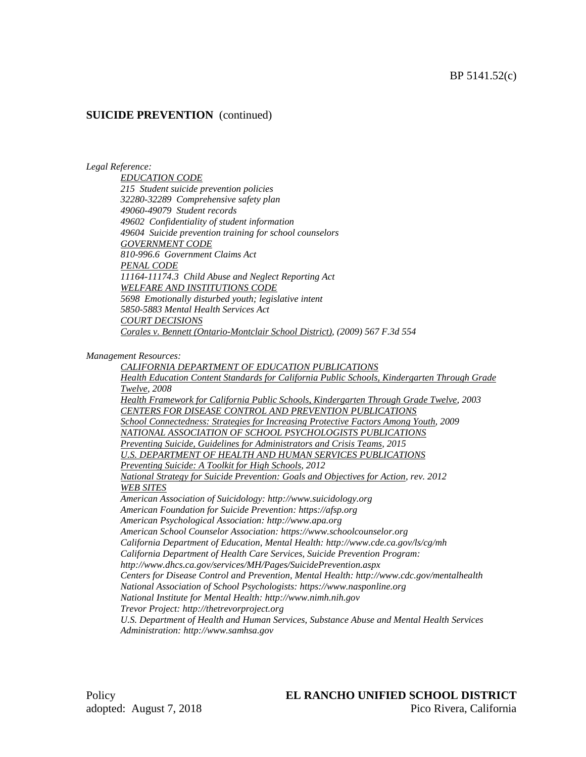**SUICIDE PREVENTION** (continued)

*Legal Reference:*

*EDUCATION CODE*
*215 Student suicide prevention policies*
*32280-32289 Comprehensive safety plan*
*49060-49079 Student records*
*49602 Confidentiality of student information*
*49604 Suicide prevention training for school counselors*
*GOVERNMENT CODE*
*810-996.6 Government Claims Act*
*PENAL CODE*
*11164-11174.3 Child Abuse and Neglect Reporting Act*
*WELFARE AND INSTITUTIONS CODE*
*5698 Emotionally disturbed youth; legislative intent*
*5850-5883 Mental Health Services Act*
*COURT DECISIONS*
*Corales v. Bennett (Ontario-Montclair School District), (2009) 567 F.3d 554*

*Management Resources:*

*CALIFORNIA DEPARTMENT OF EDUCATION PUBLICATIONS*
*Health Education Content Standards for California Public Schools, Kindergarten Through Grade Twelve, 2008*
*Health Framework for California Public Schools, Kindergarten Through Grade Twelve, 2003*
*CENTERS FOR DISEASE CONTROL AND PREVENTION PUBLICATIONS*
*School Connectedness: Strategies for Increasing Protective Factors Among Youth, 2009*
*NATIONAL ASSOCIATION OF SCHOOL PSYCHOLOGISTS PUBLICATIONS*
*Preventing Suicide, Guidelines for Administrators and Crisis Teams, 2015*
*U.S. DEPARTMENT OF HEALTH AND HUMAN SERVICES PUBLICATIONS*
*Preventing Suicide: A Toolkit for High Schools, 2012*
*National Strategy for Suicide Prevention: Goals and Objectives for Action, rev. 2012*
*WEB SITES*
*American Association of Suicidology: http://www.suicidology.org*
*American Foundation for Suicide Prevention: https://afsp.org*
*American Psychological Association: http://www.apa.org*
*American School Counselor Association: https://www.schoolcounselor.org*
*California Department of Education, Mental Health: http://www.cde.ca.gov/ls/cg/mh*
*California Department of Health Care Services, Suicide Prevention Program: http://www.dhcs.ca.gov/services/MH/Pages/SuicidePrevention.aspx*
*Centers for Disease Control and Prevention, Mental Health: http://www.cdc.gov/mentalhealth*
*National Association of School Psychologists: https://www.nasponline.org*
*National Institute for Mental Health: http://www.nimh.nih.gov*
*Trevor Project: http://thetrevorproject.org*
*U.S. Department of Health and Human Services, Substance Abuse and Mental Health Services Administration: http://www.samhsa.gov*

Policy
adopted: August 7, 2018

**EL RANCHO UNIFIED SCHOOL DISTRICT**
Pico Rivera, California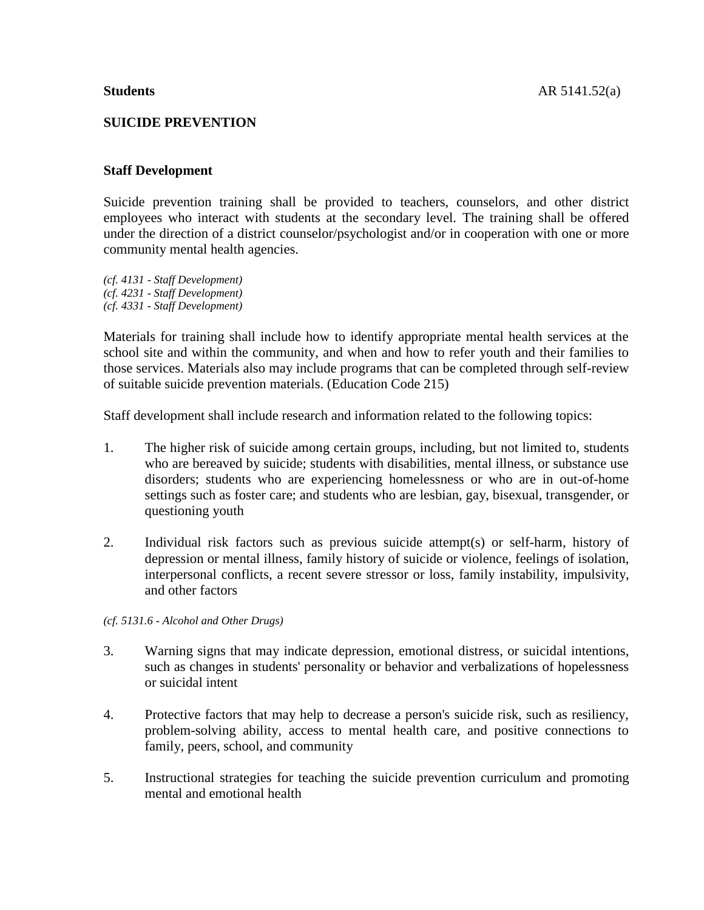**Students** AR 5141.52(a)

## SUICIDE PREVENTION

### Staff Development

Suicide prevention training shall be provided to teachers, counselors, and other district employees who interact with students at the secondary level. The training shall be offered under the direction of a district counselor/psychologist and/or in cooperation with one or more community mental health agencies.

*(cf. 4131 - Staff Development)*
*(cf. 4231 - Staff Development)*
*(cf. 4331 - Staff Development)*

Materials for training shall include how to identify appropriate mental health services at the school site and within the community, and when and how to refer youth and their families to those services. Materials also may include programs that can be completed through self-review of suitable suicide prevention materials. (Education Code 215)

Staff development shall include research and information related to the following topics:

1. The higher risk of suicide among certain groups, including, but not limited to, students who are bereaved by suicide; students with disabilities, mental illness, or substance use disorders; students who are experiencing homelessness or who are in out-of-home settings such as foster care; and students who are lesbian, gay, bisexual, transgender, or questioning youth

2. Individual risk factors such as previous suicide attempt(s) or self-harm, history of depression or mental illness, family history of suicide or violence, feelings of isolation, interpersonal conflicts, a recent severe stressor or loss, family instability, impulsivity, and other factors

*(cf. 5131.6 - Alcohol and Other Drugs)*

3. Warning signs that may indicate depression, emotional distress, or suicidal intentions, such as changes in students' personality or behavior and verbalizations of hopelessness or suicidal intent

4. Protective factors that may help to decrease a person's suicide risk, such as resiliency, problem-solving ability, access to mental health care, and positive connections to family, peers, school, and community

5. Instructional strategies for teaching the suicide prevention curriculum and promoting mental and emotional health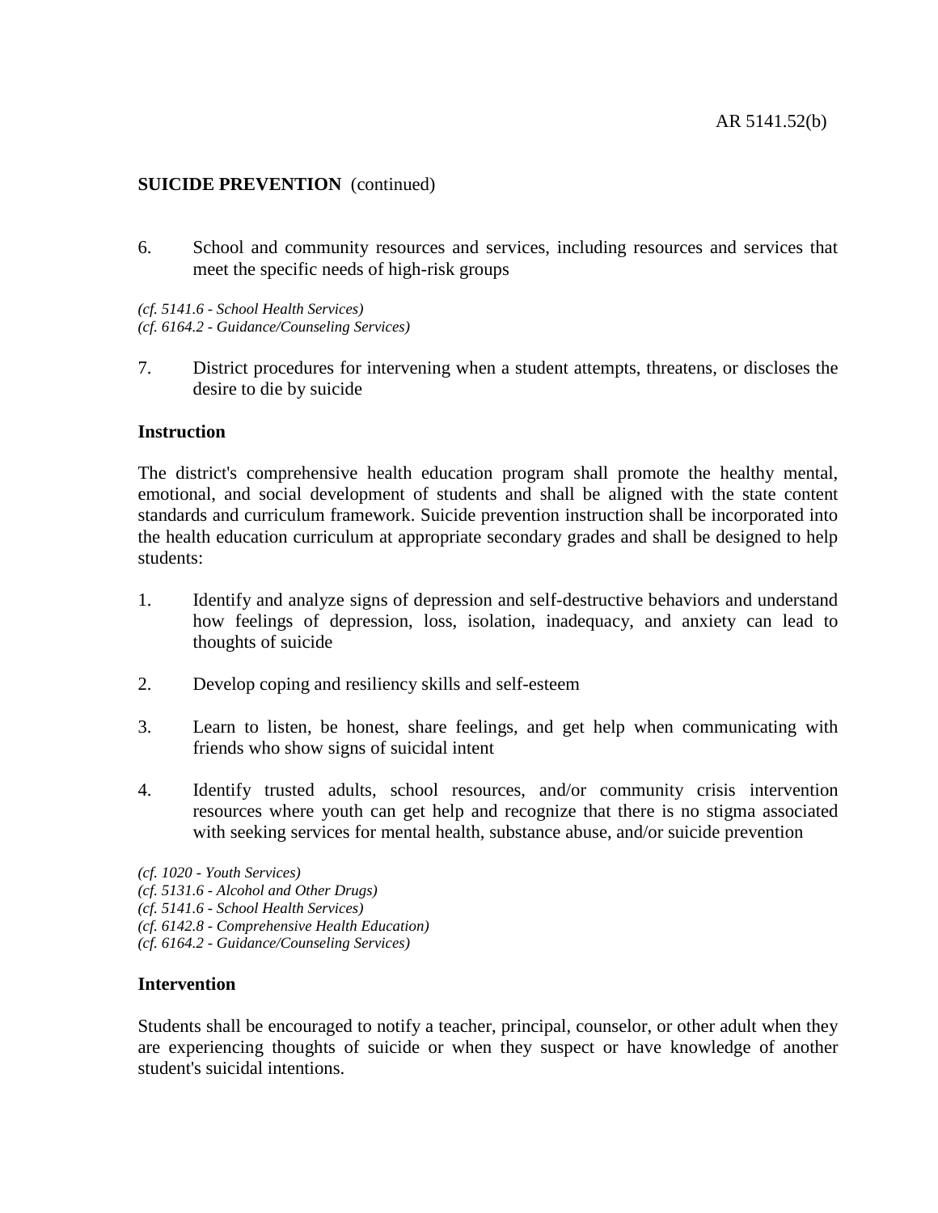**SUICIDE PREVENTION** (continued)

6. School and community resources and services, including resources and services that meet the specific needs of high-risk groups

*(cf. 5141.6 - School Health Services)*
*(cf. 6164.2 - Guidance/Counseling Services)*

7. District procedures for intervening when a student attempts, threatens, or discloses the desire to die by suicide

**Instruction**

The district's comprehensive health education program shall promote the healthy mental, emotional, and social development of students and shall be aligned with the state content standards and curriculum framework. Suicide prevention instruction shall be incorporated into the health education curriculum at appropriate secondary grades and shall be designed to help students:

1. Identify and analyze signs of depression and self-destructive behaviors and understand how feelings of depression, loss, isolation, inadequacy, and anxiety can lead to thoughts of suicide

2. Develop coping and resiliency skills and self-esteem

3. Learn to listen, be honest, share feelings, and get help when communicating with friends who show signs of suicidal intent

4. Identify trusted adults, school resources, and/or community crisis intervention resources where youth can get help and recognize that there is no stigma associated with seeking services for mental health, substance abuse, and/or suicide prevention

*(cf. 1020 - Youth Services)*
*(cf. 5131.6 - Alcohol and Other Drugs)*
*(cf. 5141.6 - School Health Services)*
*(cf. 6142.8 - Comprehensive Health Education)*
*(cf. 6164.2 - Guidance/Counseling Services)*

**Intervention**

Students shall be encouraged to notify a teacher, principal, counselor, or other adult when they are experiencing thoughts of suicide or when they suspect or have knowledge of another student's suicidal intentions.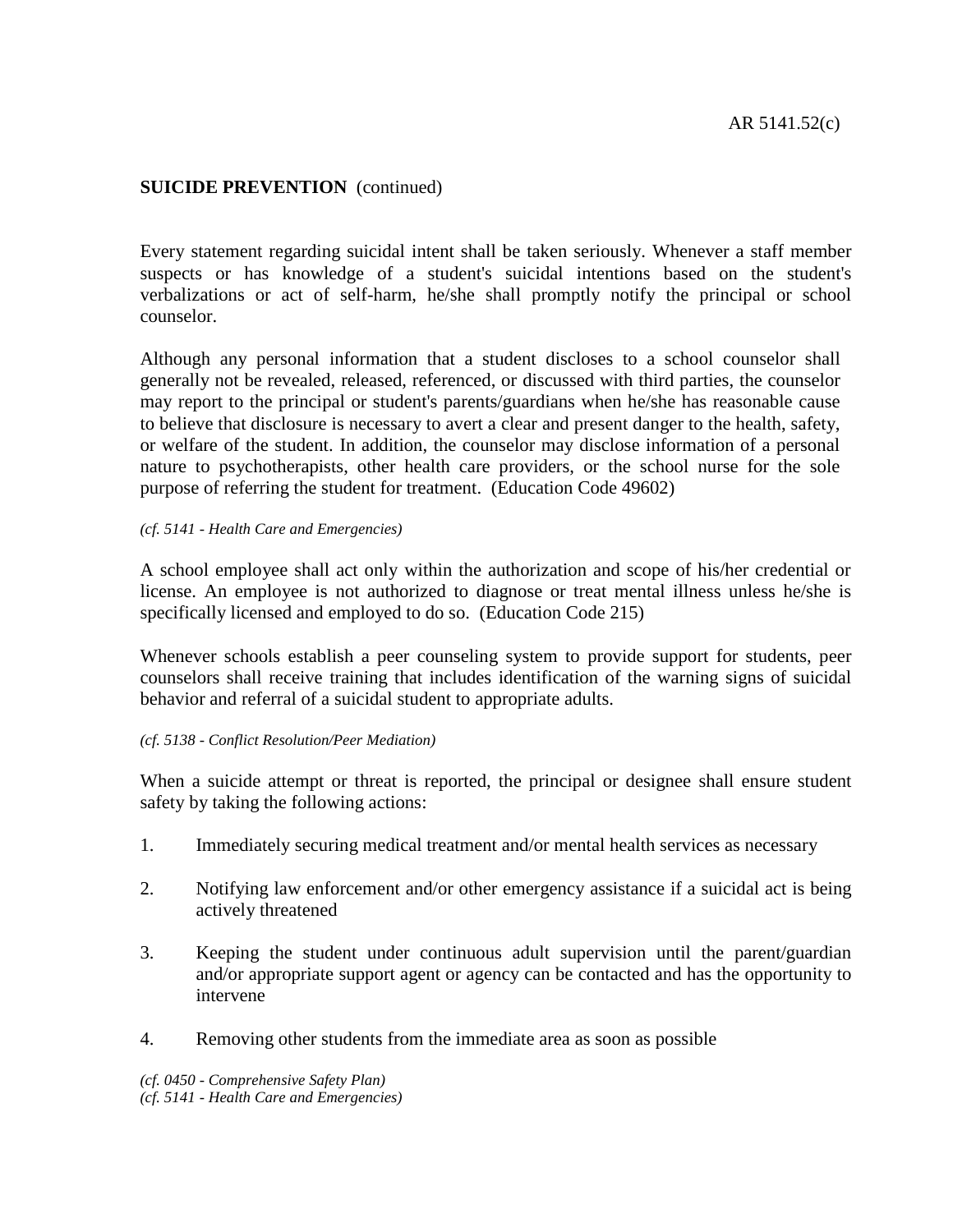**SUICIDE PREVENTION** (continued)

Every statement regarding suicidal intent shall be taken seriously. Whenever a staff member suspects or has knowledge of a student's suicidal intentions based on the student's verbalizations or act of self-harm, he/she shall promptly notify the principal or school counselor.

Although any personal information that a student discloses to a school counselor shall generally not be revealed, released, referenced, or discussed with third parties, the counselor may report to the principal or student's parents/guardians when he/she has reasonable cause to believe that disclosure is necessary to avert a clear and present danger to the health, safety, or welfare of the student. In addition, the counselor may disclose information of a personal nature to psychotherapists, other health care providers, or the school nurse for the sole purpose of referring the student for treatment. (Education Code 49602)

*(cf. 5141 - Health Care and Emergencies)*

A school employee shall act only within the authorization and scope of his/her credential or license. An employee is not authorized to diagnose or treat mental illness unless he/she is specifically licensed and employed to do so. (Education Code 215)

Whenever schools establish a peer counseling system to provide support for students, peer counselors shall receive training that includes identification of the warning signs of suicidal behavior and referral of a suicidal student to appropriate adults.

*(cf. 5138 - Conflict Resolution/Peer Mediation)*

When a suicide attempt or threat is reported, the principal or designee shall ensure student safety by taking the following actions:

1. Immediately securing medical treatment and/or mental health services as necessary

2. Notifying law enforcement and/or other emergency assistance if a suicidal act is being actively threatened

3. Keeping the student under continuous adult supervision until the parent/guardian and/or appropriate support agent or agency can be contacted and has the opportunity to intervene

4. Removing other students from the immediate area as soon as possible

*(cf. 0450 - Comprehensive Safety Plan)*
*(cf. 5141 - Health Care and Emergencies)*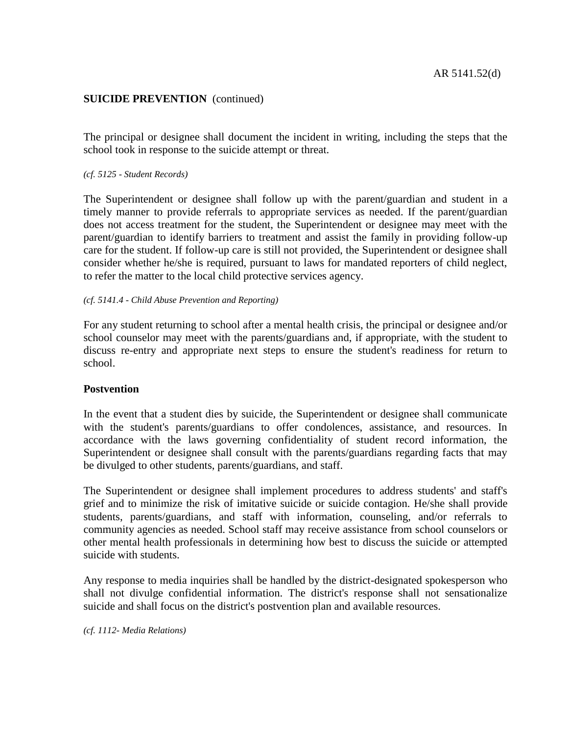**SUICIDE PREVENTION** (continued)

The principal or designee shall document the incident in writing, including the steps that the school took in response to the suicide attempt or threat.

*(cf. 5125 - Student Records)*

The Superintendent or designee shall follow up with the parent/guardian and student in a timely manner to provide referrals to appropriate services as needed. If the parent/guardian does not access treatment for the student, the Superintendent or designee may meet with the parent/guardian to identify barriers to treatment and assist the family in providing follow-up care for the student. If follow-up care is still not provided, the Superintendent or designee shall consider whether he/she is required, pursuant to laws for mandated reporters of child neglect, to refer the matter to the local child protective services agency.

*(cf. 5141.4 - Child Abuse Prevention and Reporting)*

For any student returning to school after a mental health crisis, the principal or designee and/or school counselor may meet with the parents/guardians and, if appropriate, with the student to discuss re-entry and appropriate next steps to ensure the student's readiness for return to school.

**Postvention**

In the event that a student dies by suicide, the Superintendent or designee shall communicate with the student's parents/guardians to offer condolences, assistance, and resources. In accordance with the laws governing confidentiality of student record information, the Superintendent or designee shall consult with the parents/guardians regarding facts that may be divulged to other students, parents/guardians, and staff.

The Superintendent or designee shall implement procedures to address students' and staff's grief and to minimize the risk of imitative suicide or suicide contagion. He/she shall provide students, parents/guardians, and staff with information, counseling, and/or referrals to community agencies as needed. School staff may receive assistance from school counselors or other mental health professionals in determining how best to discuss the suicide or attempted suicide with students.

Any response to media inquiries shall be handled by the district-designated spokesperson who shall not divulge confidential information. The district's response shall not sensationalize suicide and shall focus on the district's postvention plan and available resources.

*(cf. 1112- Media Relations)*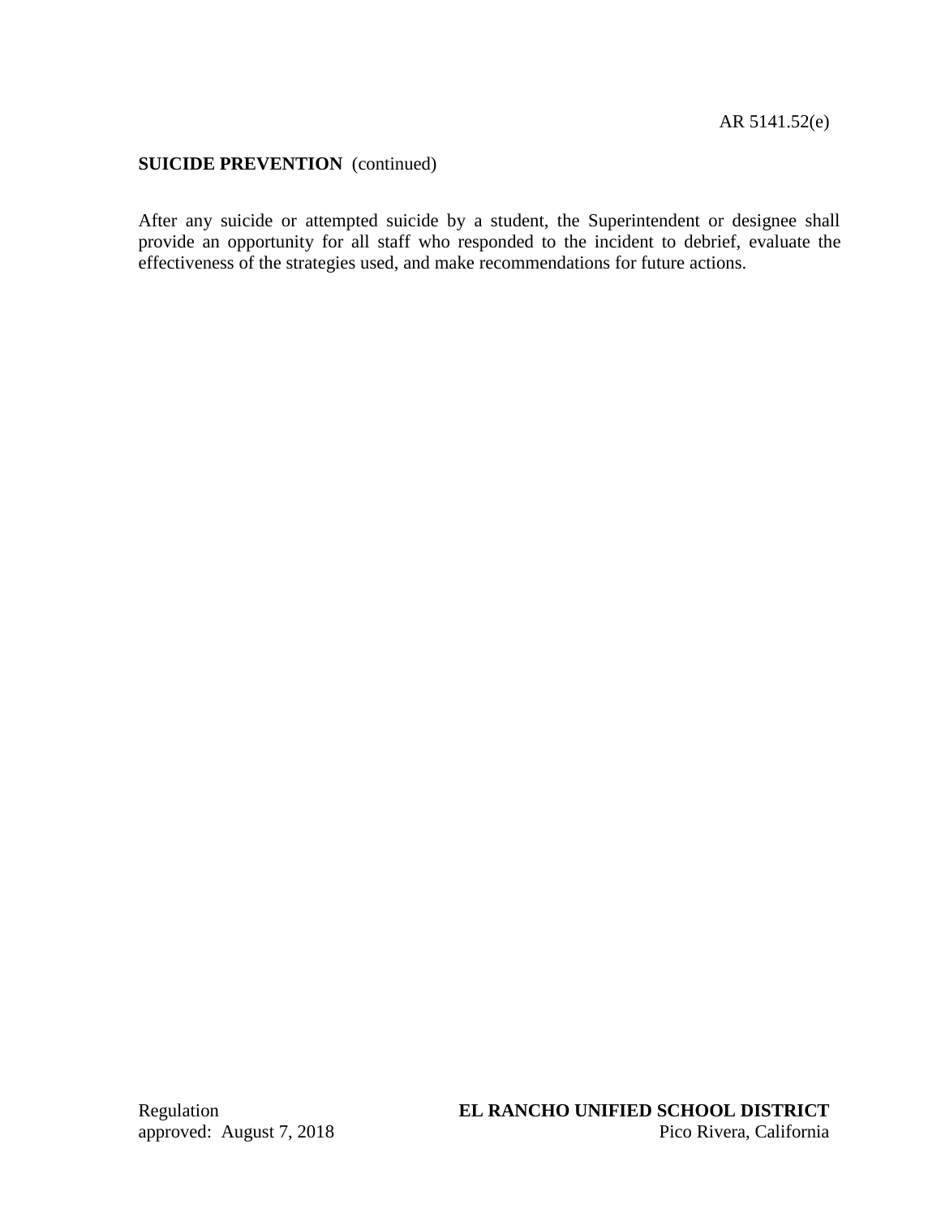**SUICIDE PREVENTION** (continued)

After any suicide or attempted suicide by a student, the Superintendent or designee shall provide an opportunity for all staff who responded to the incident to debrief, evaluate the effectiveness of the strategies used, and make recommendations for future actions.

Regulation
approved: August 7, 2018

**EL RANCHO UNIFIED SCHOOL DISTRICT**
Pico Rivera, California